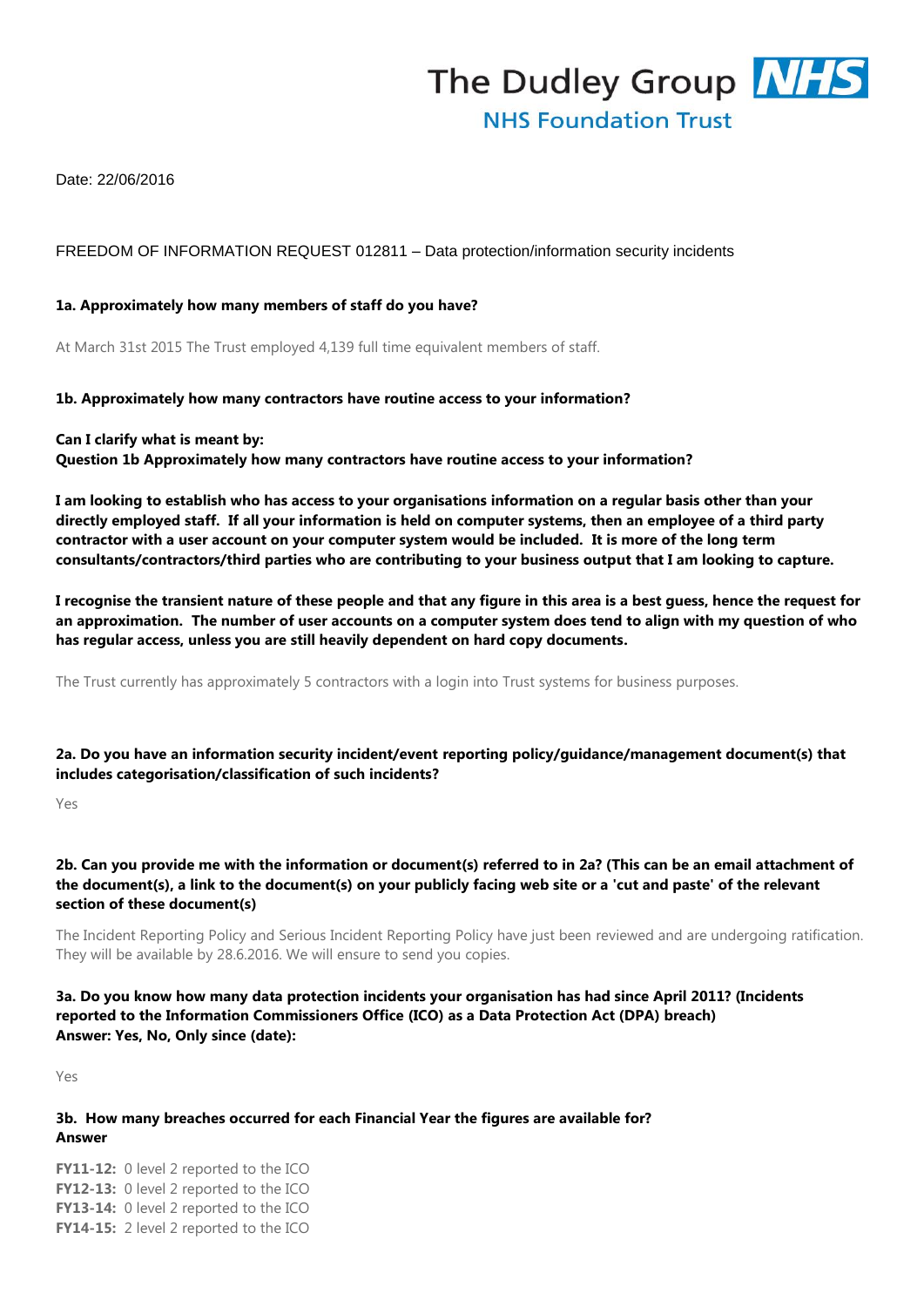The Dudley Group NHS
NHS Foundation Trust

Date: 22/06/2016

FREEDOM OF INFORMATION REQUEST 012811 – Data protection/information security incidents

**1a. Approximately how many members of staff do you have?**

At March 31st 2015 The Trust employed 4,139 full time equivalent members of staff.

**1b. Approximately how many contractors have routine access to your information?**

**Can I clarify what is meant by:**
**Question 1b Approximately how many contractors have routine access to your information?**

**I am looking to establish who has access to your organisations information on a regular basis other than your directly employed staff. If all your information is held on computer systems, then an employee of a third party contractor with a user account on your computer system would be included. It is more of the long term consultants/contractors/third parties who are contributing to your business output that I am looking to capture.**

**I recognise the transient nature of these people and that any figure in this area is a best guess, hence the request for an approximation. The number of user accounts on a computer system does tend to align with my question of who has regular access, unless you are still heavily dependent on hard copy documents.**

The Trust currently has approximately 5 contractors with a login into Trust systems for business purposes.

**2a. Do you have an information security incident/event reporting policy/guidance/management document(s) that includes categorisation/classification of such incidents?**

Yes

**2b. Can you provide me with the information or document(s) referred to in 2a? (This can be an email attachment of the document(s), a link to the document(s) on your publicly facing web site or a 'cut and paste' of the relevant section of these document(s)**

The Incident Reporting Policy and Serious Incident Reporting Policy have just been reviewed and are undergoing ratification. They will be available by 28.6.2016. We will ensure to send you copies.

**3a. Do you know how many data protection incidents your organisation has had since April 2011? (Incidents reported to the Information Commissioners Office (ICO) as a Data Protection Act (DPA) breach)**
**Answer: Yes, No, Only since (date):**

Yes

**3b. How many breaches occurred for each Financial Year the figures are available for?**
**Answer**

**FY11-12:** 0 level 2 reported to the ICO
**FY12-13:** 0 level 2 reported to the ICO
**FY13-14:** 0 level 2 reported to the ICO
**FY14-15:** 2 level 2 reported to the ICO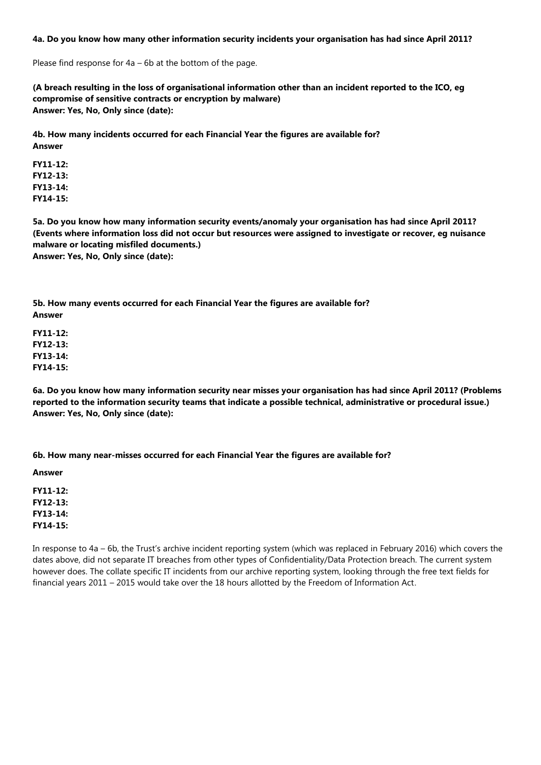**4a. Do you know how many other information security incidents your organisation has had since April 2011?**

Please find response for 4a – 6b at the bottom of the page.

**(A breach resulting in the loss of organisational information other than an incident reported to the ICO, eg compromise of sensitive contracts or encryption by malware)**
**Answer: Yes, No, Only since (date):**

**4b. How many incidents occurred for each Financial Year the figures are available for?**
**Answer**

**FY11-12:**
**FY12-13:**
**FY13-14:**
**FY14-15:**

**5a. Do you know how many information security events/anomaly your organisation has had since April 2011? (Events where information loss did not occur but resources were assigned to investigate or recover, eg nuisance malware or locating misfiled documents.)**
**Answer: Yes, No, Only since (date):**

**5b. How many events occurred for each Financial Year the figures are available for?**
**Answer**

**FY11-12:**
**FY12-13:**
**FY13-14:**
**FY14-15:**

**6a. Do you know how many information security near misses your organisation has had since April 2011? (Problems reported to the information security teams that indicate a possible technical, administrative or procedural issue.)**
**Answer: Yes, No, Only since (date):**

**6b. How many near-misses occurred for each Financial Year the figures are available for?**

**Answer**

**FY11-12:**
**FY12-13:**
**FY13-14:**
**FY14-15:**

In response to 4a – 6b, the Trust's archive incident reporting system (which was replaced in February 2016) which covers the dates above, did not separate IT breaches from other types of Confidentiality/Data Protection breach. The current system however does. The collate specific IT incidents from our archive reporting system, looking through the free text fields for financial years 2011 – 2015 would take over the 18 hours allotted by the Freedom of Information Act.